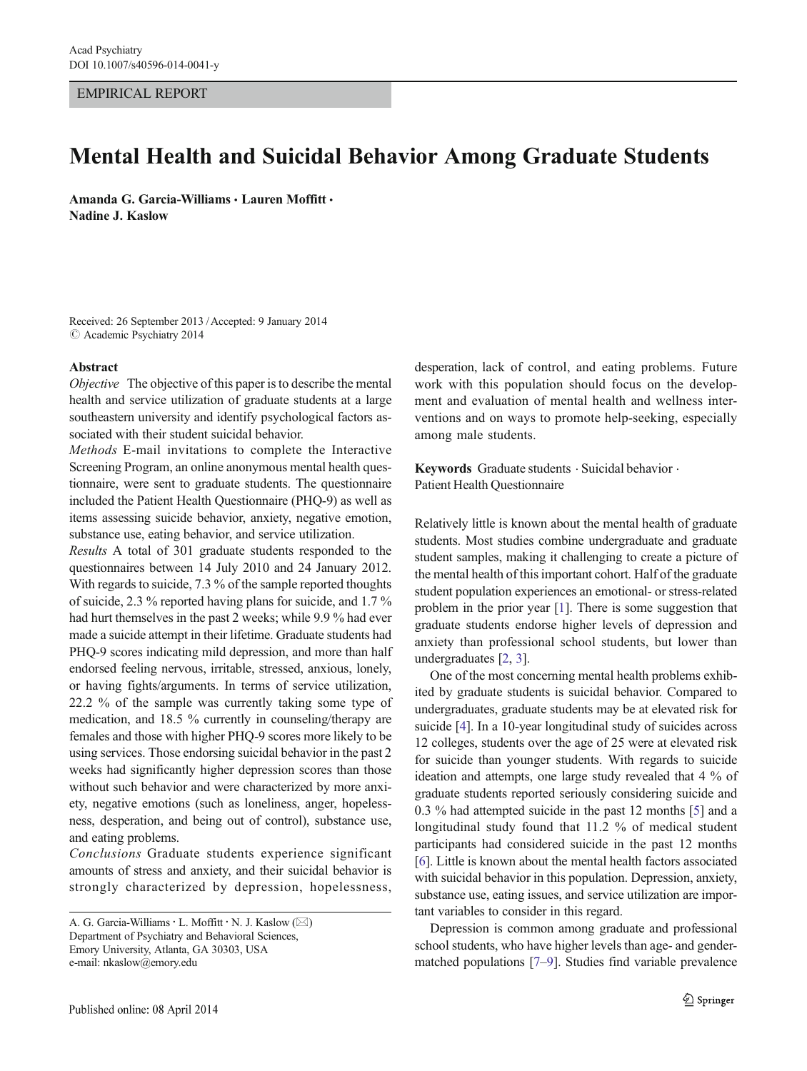EMPIRICAL REPORT

# Mental Health and Suicidal Behavior Among Graduate Students

**Amanda G. Garcia-Williams · Lauren Moffitt · Nadine J. Kaslow**

Received: 26 September 2013 / Accepted: 9 January 2014
© Academic Psychiatry 2014

## Abstract

*Objective* The objective of this paper is to describe the mental health and service utilization of graduate students at a large southeastern university and identify psychological factors associated with their student suicidal behavior.

*Methods* E-mail invitations to complete the Interactive Screening Program, an online anonymous mental health questionnaire, were sent to graduate students. The questionnaire included the Patient Health Questionnaire (PHQ-9) as well as items assessing suicide behavior, anxiety, negative emotion, substance use, eating behavior, and service utilization.

*Results* A total of 301 graduate students responded to the questionnaires between 14 July 2010 and 24 January 2012. With regards to suicide, 7.3 % of the sample reported thoughts of suicide, 2.3 % reported having plans for suicide, and 1.7 % had hurt themselves in the past 2 weeks; while 9.9 % had ever made a suicide attempt in their lifetime. Graduate students had PHQ-9 scores indicating mild depression, and more than half endorsed feeling nervous, irritable, stressed, anxious, lonely, or having fights/arguments. In terms of service utilization, 22.2 % of the sample was currently taking some type of medication, and 18.5 % currently in counseling/therapy are females and those with higher PHQ-9 scores more likely to be using services. Those endorsing suicidal behavior in the past 2 weeks had significantly higher depression scores than those without such behavior and were characterized by more anxiety, negative emotions (such as loneliness, anger, hopelessness, desperation, and being out of control), substance use, and eating problems.

*Conclusions* Graduate students experience significant amounts of stress and anxiety, and their suicidal behavior is strongly characterized by depression, hopelessness, desperation, lack of control, and eating problems. Future work with this population should focus on the development and evaluation of mental health and wellness interventions and on ways to promote help-seeking, especially among male students.

**Keywords** Graduate students · Suicidal behavior · Patient Health Questionnaire

A. G. Garcia-Williams · L. Moffitt · N. J. Kaslow (✉)
Department of Psychiatry and Behavioral Sciences,
Emory University, Atlanta, GA 30303, USA
e-mail: nkaslow@emory.edu

Relatively little is known about the mental health of graduate students. Most studies combine undergraduate and graduate student samples, making it challenging to create a picture of the mental health of this important cohort. Half of the graduate student population experiences an emotional- or stress-related problem in the prior year [1]. There is some suggestion that graduate students endorse higher levels of depression and anxiety than professional school students, but lower than undergraduates [2, 3].

One of the most concerning mental health problems exhibited by graduate students is suicidal behavior. Compared to undergraduates, graduate students may be at elevated risk for suicide [4]. In a 10-year longitudinal study of suicides across 12 colleges, students over the age of 25 were at elevated risk for suicide than younger students. With regards to suicide ideation and attempts, one large study revealed that 4 % of graduate students reported seriously considering suicide and 0.3 % had attempted suicide in the past 12 months [5] and a longitudinal study found that 11.2 % of medical student participants had considered suicide in the past 12 months [6]. Little is known about the mental health factors associated with suicidal behavior in this population. Depression, anxiety, substance use, eating issues, and service utilization are important variables to consider in this regard.

Depression is common among graduate and professional school students, who have higher levels than age- and gender-matched populations [7–9]. Studies find variable prevalence

Published online: 08 April 2014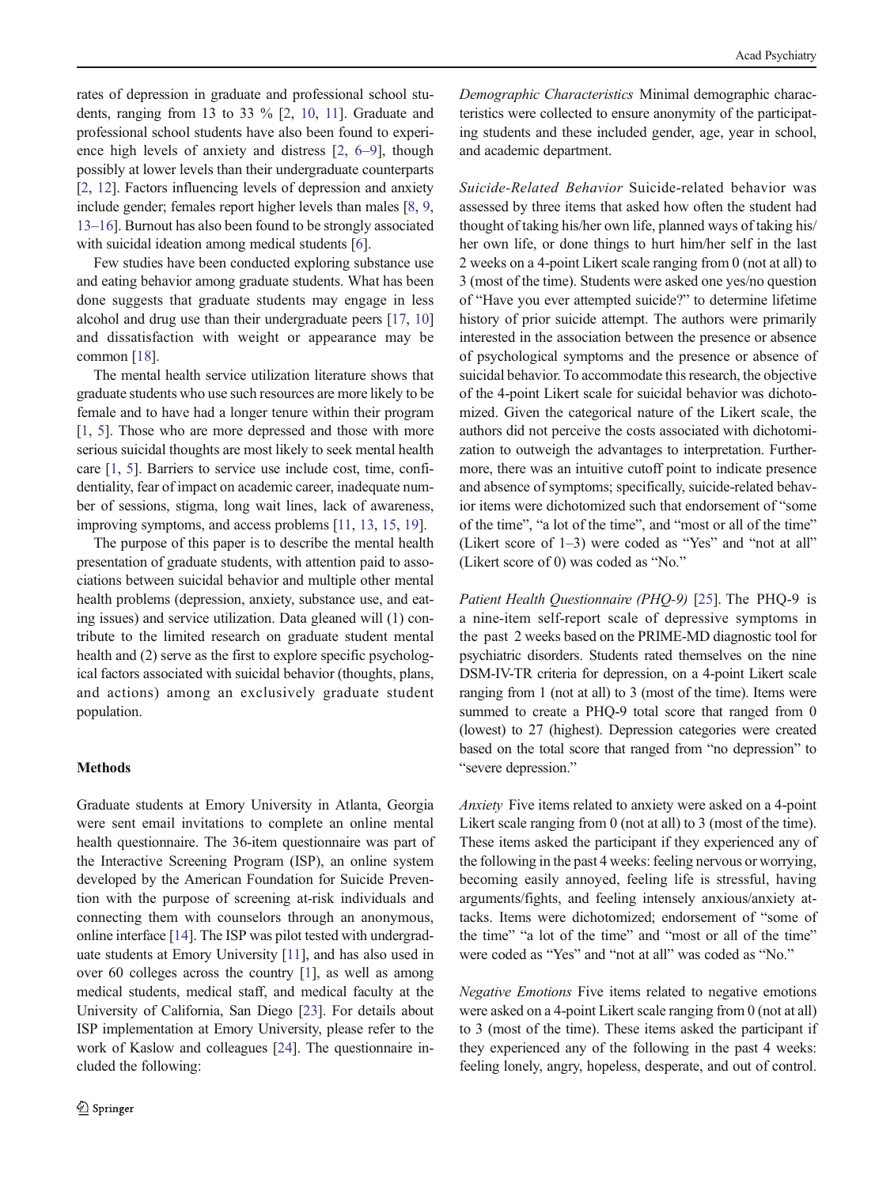rates of depression in graduate and professional school students, ranging from 13 to 33 % [2, 10, 11]. Graduate and professional school students have also been found to experience high levels of anxiety and distress [2, 6–9], though possibly at lower levels than their undergraduate counterparts [2, 12]. Factors influencing levels of depression and anxiety include gender; females report higher levels than males [8, 9, 13–16]. Burnout has also been found to be strongly associated with suicidal ideation among medical students [6].

Few studies have been conducted exploring substance use and eating behavior among graduate students. What has been done suggests that graduate students may engage in less alcohol and drug use than their undergraduate peers [17, 10] and dissatisfaction with weight or appearance may be common [18].

The mental health service utilization literature shows that graduate students who use such resources are more likely to be female and to have had a longer tenure within their program [1, 5]. Those who are more depressed and those with more serious suicidal thoughts are most likely to seek mental health care [1, 5]. Barriers to service use include cost, time, confidentiality, fear of impact on academic career, inadequate number of sessions, stigma, long wait lines, lack of awareness, improving symptoms, and access problems [11, 13, 15, 19].

The purpose of this paper is to describe the mental health presentation of graduate students, with attention paid to associations between suicidal behavior and multiple other mental health problems (depression, anxiety, substance use, and eating issues) and service utilization. Data gleaned will (1) contribute to the limited research on graduate student mental health and (2) serve as the first to explore specific psychological factors associated with suicidal behavior (thoughts, plans, and actions) among an exclusively graduate student population.

## Methods

Graduate students at Emory University in Atlanta, Georgia were sent email invitations to complete an online mental health questionnaire. The 36-item questionnaire was part of the Interactive Screening Program (ISP), an online system developed by the American Foundation for Suicide Prevention with the purpose of screening at-risk individuals and connecting them with counselors through an anonymous, online interface [14]. The ISP was pilot tested with undergraduate students at Emory University [11], and has also used in over 60 colleges across the country [1], as well as among medical students, medical staff, and medical faculty at the University of California, San Diego [23]. For details about ISP implementation at Emory University, please refer to the work of Kaslow and colleagues [24]. The questionnaire included the following:

*Demographic Characteristics* Minimal demographic characteristics were collected to ensure anonymity of the participating students and these included gender, age, year in school, and academic department.

*Suicide-Related Behavior* Suicide-related behavior was assessed by three items that asked how often the student had thought of taking his/her own life, planned ways of taking his/her own life, or done things to hurt him/her self in the last 2 weeks on a 4-point Likert scale ranging from 0 (not at all) to 3 (most of the time). Students were asked one yes/no question of "Have you ever attempted suicide?" to determine lifetime history of prior suicide attempt. The authors were primarily interested in the association between the presence or absence of psychological symptoms and the presence or absence of suicidal behavior. To accommodate this research, the objective of the 4-point Likert scale for suicidal behavior was dichotomized. Given the categorical nature of the Likert scale, the authors did not perceive the costs associated with dichotomization to outweigh the advantages to interpretation. Furthermore, there was an intuitive cutoff point to indicate presence and absence of symptoms; specifically, suicide-related behavior items were dichotomized such that endorsement of "some of the time", "a lot of the time", and "most or all of the time" (Likert score of 1–3) were coded as "Yes" and "not at all" (Likert score of 0) was coded as "No."

*Patient Health Questionnaire (PHQ-9)* [25]. The PHQ-9 is a nine-item self-report scale of depressive symptoms in the past 2 weeks based on the PRIME-MD diagnostic tool for psychiatric disorders. Students rated themselves on the nine DSM-IV-TR criteria for depression, on a 4-point Likert scale ranging from 1 (not at all) to 3 (most of the time). Items were summed to create a PHQ-9 total score that ranged from 0 (lowest) to 27 (highest). Depression categories were created based on the total score that ranged from "no depression" to "severe depression."

*Anxiety* Five items related to anxiety were asked on a 4-point Likert scale ranging from 0 (not at all) to 3 (most of the time). These items asked the participant if they experienced any of the following in the past 4 weeks: feeling nervous or worrying, becoming easily annoyed, feeling life is stressful, having arguments/fights, and feeling intensely anxious/anxiety attacks. Items were dichotomized; endorsement of "some of the time" "a lot of the time" and "most or all of the time" were coded as "Yes" and "not at all" was coded as "No."

*Negative Emotions* Five items related to negative emotions were asked on a 4-point Likert scale ranging from 0 (not at all) to 3 (most of the time). These items asked the participant if they experienced any of the following in the past 4 weeks: feeling lonely, angry, hopeless, desperate, and out of control.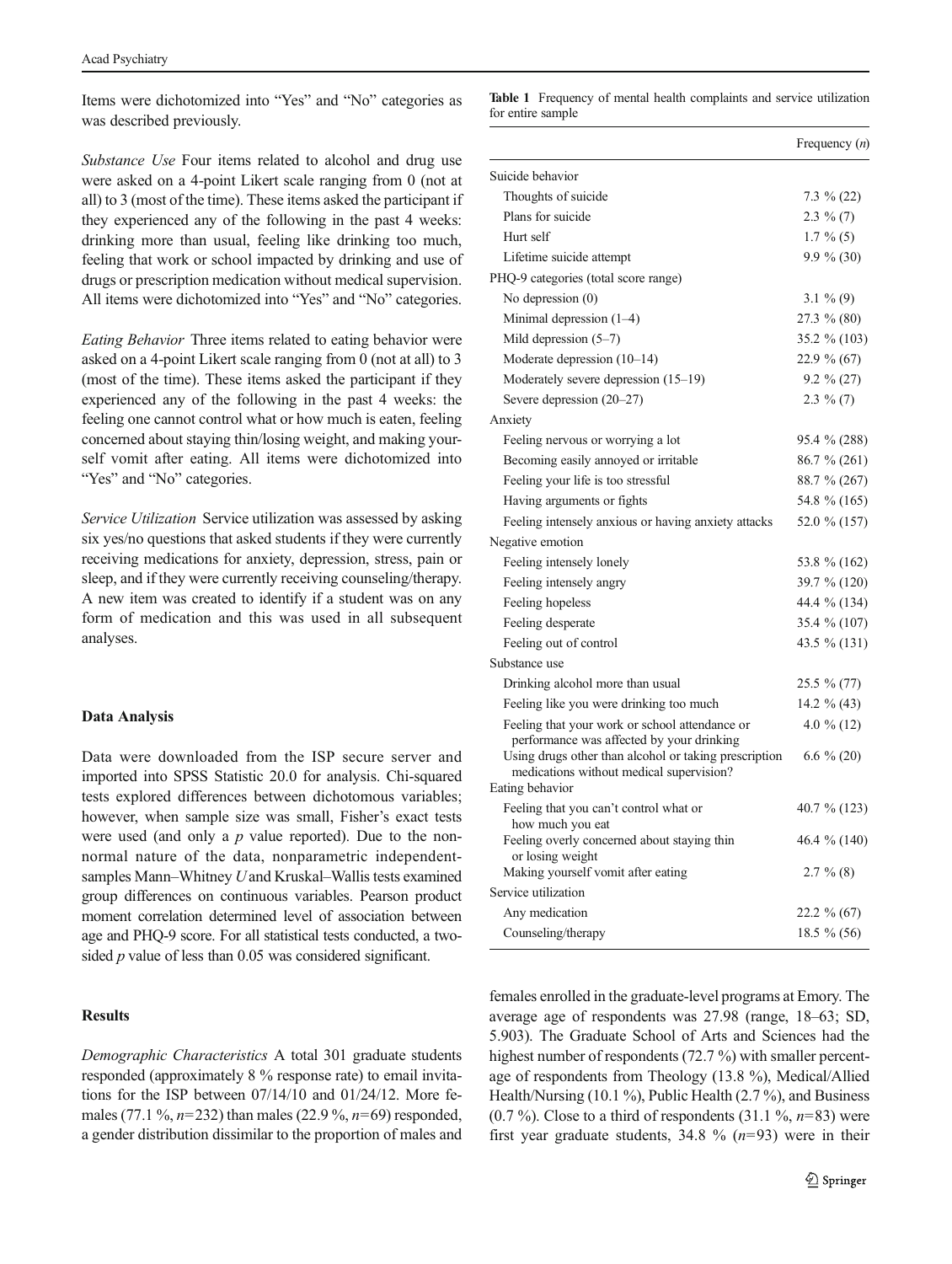Items were dichotomized into "Yes" and "No" categories as was described previously.

*Substance Use* Four items related to alcohol and drug use were asked on a 4-point Likert scale ranging from 0 (not at all) to 3 (most of the time). These items asked the participant if they experienced any of the following in the past 4 weeks: drinking more than usual, feeling like drinking too much, feeling that work or school impacted by drinking and use of drugs or prescription medication without medical supervision. All items were dichotomized into "Yes" and "No" categories.

*Eating Behavior* Three items related to eating behavior were asked on a 4-point Likert scale ranging from 0 (not at all) to 3 (most of the time). These items asked the participant if they experienced any of the following in the past 4 weeks: the feeling one cannot control what or how much is eaten, feeling concerned about staying thin/losing weight, and making yourself vomit after eating. All items were dichotomized into "Yes" and "No" categories.

*Service Utilization* Service utilization was assessed by asking six yes/no questions that asked students if they were currently receiving medications for anxiety, depression, stress, pain or sleep, and if they were currently receiving counseling/therapy. A new item was created to identify if a student was on any form of medication and this was used in all subsequent analyses.

### Data Analysis

Data were downloaded from the ISP secure server and imported into SPSS Statistic 20.0 for analysis. Chi-squared tests explored differences between dichotomous variables; however, when sample size was small, Fisher's exact tests were used (and only a *p* value reported). Due to the non-normal nature of the data, nonparametric independent-samples Mann–Whitney *U* and Kruskal–Wallis tests examined group differences on continuous variables. Pearson product moment correlation determined level of association between age and PHQ-9 score. For all statistical tests conducted, a two-sided *p* value of less than 0.05 was considered significant.

### Results

*Demographic Characteristics* A total 301 graduate students responded (approximately 8 % response rate) to email invitations for the ISP between 07/14/10 and 01/24/12. More females (77.1 %, *n*=232) than males (22.9 %, *n*=69) responded, a gender distribution dissimilar to the proportion of males and females enrolled in the graduate-level programs at Emory. The average age of respondents was 27.98 (range, 18–63; SD, 5.903). The Graduate School of Arts and Sciences had the highest number of respondents (72.7 %) with smaller percentage of respondents from Theology (13.8 %), Medical/Allied Health/Nursing (10.1 %), Public Health (2.7 %), and Business (0.7 %). Close to a third of respondents (31.1 %, *n*=83) were first year graduate students, 34.8 % (*n*=93) were in their

**Table 1** Frequency of mental health complaints and service utilization for entire sample

| | Frequency (*n*) |
|---|---|
| Suicide behavior | |
| Thoughts of suicide | 7.3 % (22) |
| Plans for suicide | 2.3 % (7) |
| Hurt self | 1.7 % (5) |
| Lifetime suicide attempt | 9.9 % (30) |
| PHQ-9 categories (total score range) | |
| No depression (0) | 3.1 % (9) |
| Minimal depression (1–4) | 27.3 % (80) |
| Mild depression (5–7) | 35.2 % (103) |
| Moderate depression (10–14) | 22.9 % (67) |
| Moderately severe depression (15–19) | 9.2 % (27) |
| Severe depression (20–27) | 2.3 % (7) |
| Anxiety | |
| Feeling nervous or worrying a lot | 95.4 % (288) |
| Becoming easily annoyed or irritable | 86.7 % (261) |
| Feeling your life is too stressful | 88.7 % (267) |
| Having arguments or fights | 54.8 % (165) |
| Feeling intensely anxious or having anxiety attacks | 52.0 % (157) |
| Negative emotion | |
| Feeling intensely lonely | 53.8 % (162) |
| Feeling intensely angry | 39.7 % (120) |
| Feeling hopeless | 44.4 % (134) |
| Feeling desperate | 35.4 % (107) |
| Feeling out of control | 43.5 % (131) |
| Substance use | |
| Drinking alcohol more than usual | 25.5 % (77) |
| Feeling like you were drinking too much | 14.2 % (43) |
| Feeling that your work or school attendance or performance was affected by your drinking | 4.0 % (12) |
| Using drugs other than alcohol or taking prescription medications without medical supervision? | 6.6 % (20) |
| Eating behavior | |
| Feeling that you can't control what or how much you eat | 40.7 % (123) |
| Feeling overly concerned about staying thin or losing weight | 46.4 % (140) |
| Making yourself vomit after eating | 2.7 % (8) |
| Service utilization | |
| Any medication | 22.2 % (67) |
| Counseling/therapy | 18.5 % (56) |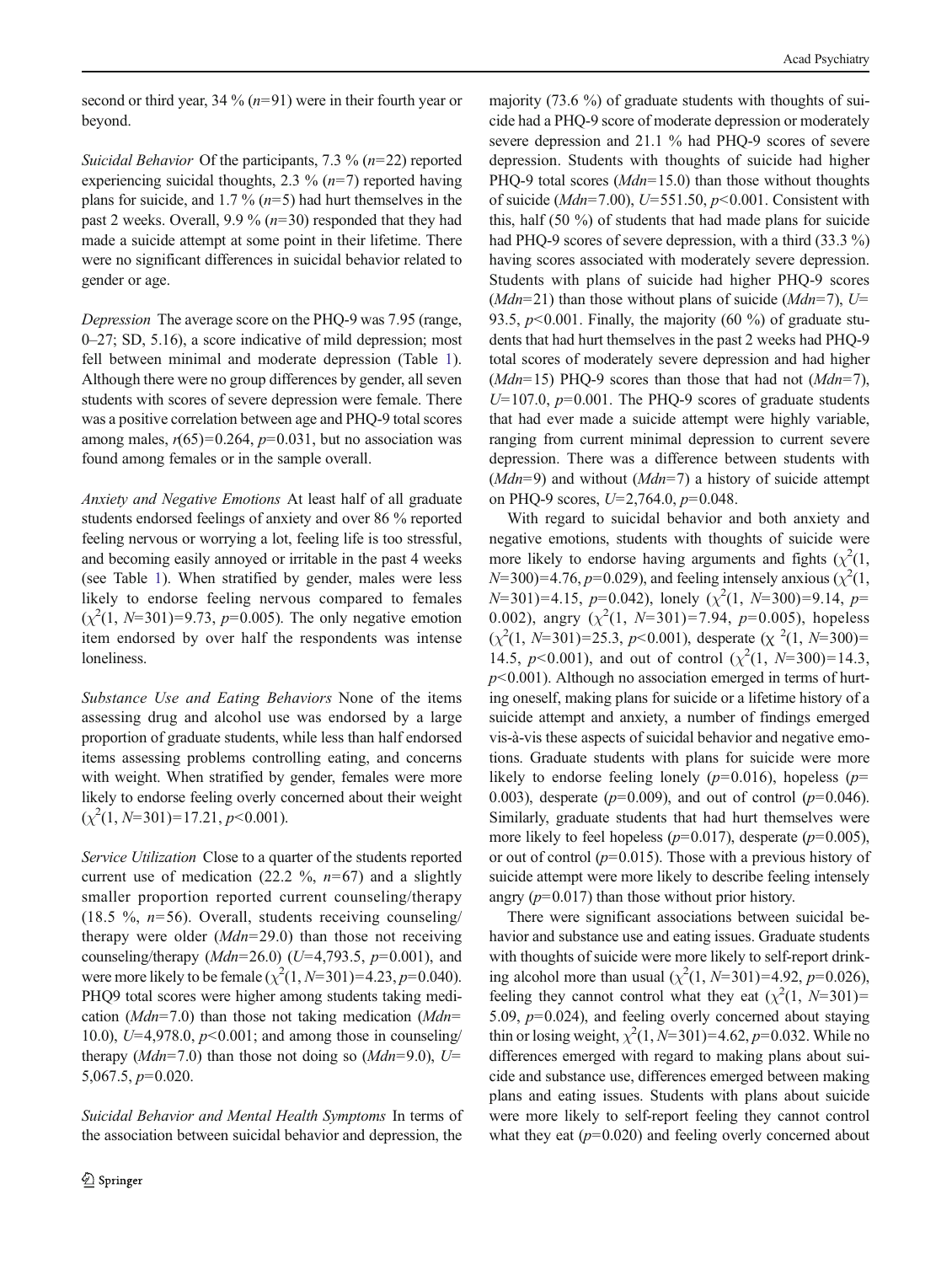second or third year, 34 % ($n$=91) were in their fourth year or beyond.

*Suicidal Behavior* Of the participants, 7.3 % ($n$=22) reported experiencing suicidal thoughts, 2.3 % ($n$=7) reported having plans for suicide, and 1.7 % ($n$=5) had hurt themselves in the past 2 weeks. Overall, 9.9 % ($n$=30) responded that they had made a suicide attempt at some point in their lifetime. There were no significant differences in suicidal behavior related to gender or age.

*Depression* The average score on the PHQ-9 was 7.95 (range, 0–27; SD, 5.16), a score indicative of mild depression; most fell between minimal and moderate depression (Table 1). Although there were no group differences by gender, all seven students with scores of severe depression were female. There was a positive correlation between age and PHQ-9 total scores among males, $r(65)=0.264$, $p=0.031$, but no association was found among females or in the sample overall.

*Anxiety and Negative Emotions* At least half of all graduate students endorsed feelings of anxiety and over 86 % reported feeling nervous or worrying a lot, feeling life is too stressful, and becoming easily annoyed or irritable in the past 4 weeks (see Table 1). When stratified by gender, males were less likely to endorse feeling nervous compared to females ($\chi^2(1, N=301)=9.73$, $p=0.005$). The only negative emotion item endorsed by over half the respondents was intense loneliness.

*Substance Use and Eating Behaviors* None of the items assessing drug and alcohol use was endorsed by a large proportion of graduate students, while less than half endorsed items assessing problems controlling eating, and concerns with weight. When stratified by gender, females were more likely to endorse feeling overly concerned about their weight ($\chi^2(1, N=301)=17.21$, $p<0.001$).

*Service Utilization* Close to a quarter of the students reported current use of medication (22.2 %, $n$=67) and a slightly smaller proportion reported current counseling/therapy (18.5 %, $n$=56). Overall, students receiving counseling/therapy were older ($Mdn$=29.0) than those not receiving counseling/therapy ($Mdn$=26.0) ($U$=4,793.5, $p=0.001$), and were more likely to be female ($\chi^2(1, N=301)=4.23$, $p=0.040$). PHQ9 total scores were higher among students taking medication ($Mdn$=7.0) than those not taking medication ($Mdn$=10.0), $U$=4,978.0, $p<0.001$; and among those in counseling/therapy ($Mdn$=7.0) than those not doing so ($Mdn$=9.0), $U$=5,067.5, $p=0.020$.

*Suicidal Behavior and Mental Health Symptoms* In terms of the association between suicidal behavior and depression, the majority (73.6 %) of graduate students with thoughts of suicide had a PHQ-9 score of moderate depression or moderately severe depression and 21.1 % had PHQ-9 scores of severe depression. Students with thoughts of suicide had higher PHQ-9 total scores ($Mdn$=15.0) than those without thoughts of suicide ($Mdn$=7.00), $U$=551.50, $p<0.001$. Consistent with this, half (50 %) of students that had made plans for suicide had PHQ-9 scores of severe depression, with a third (33.3 %) having scores associated with moderately severe depression. Students with plans of suicide had higher PHQ-9 scores ($Mdn$=21) than those without plans of suicide ($Mdn$=7), $U$=93.5, $p<0.001$. Finally, the majority (60 %) of graduate students that had hurt themselves in the past 2 weeks had PHQ-9 total scores of moderately severe depression and had higher ($Mdn$=15) PHQ-9 scores than those that had not ($Mdn$=7), $U$=107.0, $p=0.001$. The PHQ-9 scores of graduate students that had ever made a suicide attempt were highly variable, ranging from current minimal depression to current severe depression. There was a difference between students with ($Mdn$=9) and without ($Mdn$=7) a history of suicide attempt on PHQ-9 scores, $U$=2,764.0, $p=0.048$.

With regard to suicidal behavior and both anxiety and negative emotions, students with thoughts of suicide were more likely to endorse having arguments and fights ($\chi^2(1, N=300)=4.76$, $p=0.029$), and feeling intensely anxious ($\chi^2(1, N=301)=4.15$, $p=0.042$), lonely ($\chi^2(1, N=300)=9.14$, $p=0.002$), angry ($\chi^2(1, N=301)=7.94$, $p=0.005$), hopeless ($\chi^2(1, N=301)=25.3$, $p<0.001$), desperate ($\chi^2(1, N=300)=14.5$, $p<0.001$), and out of control ($\chi^2(1, N=300)=14.3$, $p<0.001$). Although no association emerged in terms of hurting oneself, making plans for suicide or a lifetime history of a suicide attempt and anxiety, a number of findings emerged vis-à-vis these aspects of suicidal behavior and negative emotions. Graduate students with plans for suicide were more likely to endorse feeling lonely ($p=0.016$), hopeless ($p=0.003$), desperate ($p=0.009$), and out of control ($p=0.046$). Similarly, graduate students that had hurt themselves were more likely to feel hopeless ($p=0.017$), desperate ($p=0.005$), or out of control ($p=0.015$). Those with a previous history of suicide attempt were more likely to describe feeling intensely angry ($p=0.017$) than those without prior history.

There were significant associations between suicidal behavior and substance use and eating issues. Graduate students with thoughts of suicide were more likely to self-report drinking alcohol more than usual ($\chi^2(1, N=301)=4.92$, $p=0.026$), feeling they cannot control what they eat ($\chi^2(1, N=301)=5.09$, $p=0.024$), and feeling overly concerned about staying thin or losing weight, $\chi^2(1, N=301)=4.62$, $p=0.032$. While no differences emerged with regard to making plans about suicide and substance use, differences emerged between making plans and eating issues. Students with plans about suicide were more likely to self-report feeling they cannot control what they eat ($p=0.020$) and feeling overly concerned about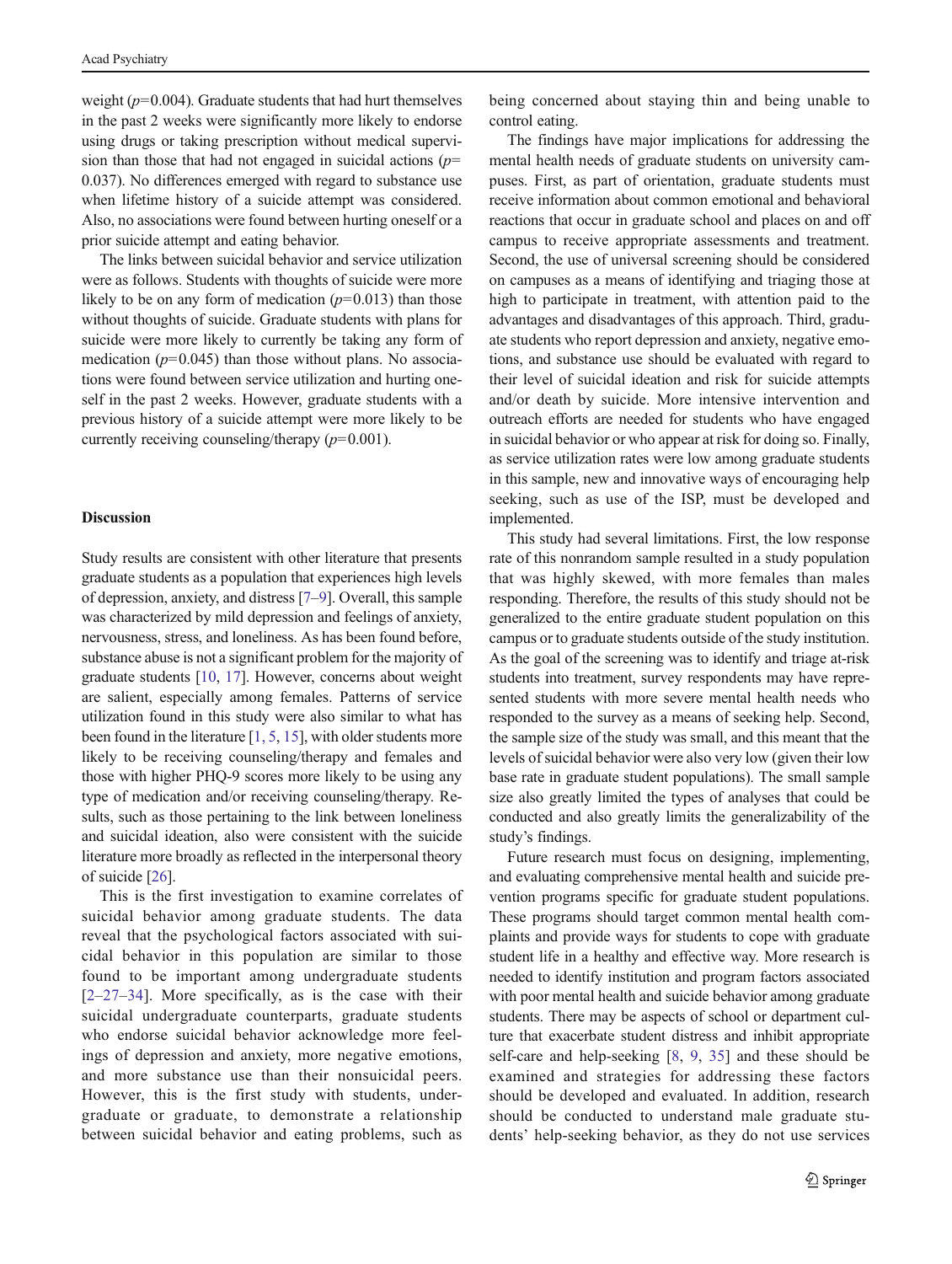weight ($p$=0.004). Graduate students that had hurt themselves in the past 2 weeks were significantly more likely to endorse using drugs or taking prescription without medical supervision than those that had not engaged in suicidal actions ($p$= 0.037). No differences emerged with regard to substance use when lifetime history of a suicide attempt was considered. Also, no associations were found between hurting oneself or a prior suicide attempt and eating behavior.

The links between suicidal behavior and service utilization were as follows. Students with thoughts of suicide were more likely to be on any form of medication ($p$=0.013) than those without thoughts of suicide. Graduate students with plans for suicide were more likely to currently be taking any form of medication ($p$=0.045) than those without plans. No associations were found between service utilization and hurting oneself in the past 2 weeks. However, graduate students with a previous history of a suicide attempt were more likely to be currently receiving counseling/therapy ($p$=0.001).

## Discussion

Study results are consistent with other literature that presents graduate students as a population that experiences high levels of depression, anxiety, and distress [7–9]. Overall, this sample was characterized by mild depression and feelings of anxiety, nervousness, stress, and loneliness. As has been found before, substance abuse is not a significant problem for the majority of graduate students [10, 17]. However, concerns about weight are salient, especially among females. Patterns of service utilization found in this study were also similar to what has been found in the literature [1, 5, 15], with older students more likely to be receiving counseling/therapy and females and those with higher PHQ-9 scores more likely to be using any type of medication and/or receiving counseling/therapy. Results, such as those pertaining to the link between loneliness and suicidal ideation, also were consistent with the suicide literature more broadly as reflected in the interpersonal theory of suicide [26].

This is the first investigation to examine correlates of suicidal behavior among graduate students. The data reveal that the psychological factors associated with suicidal behavior in this population are similar to those found to be important among undergraduate students [2–27–34]. More specifically, as is the case with their suicidal undergraduate counterparts, graduate students who endorse suicidal behavior acknowledge more feelings of depression and anxiety, more negative emotions, and more substance use than their nonsuicidal peers. However, this is the first study with students, undergraduate or graduate, to demonstrate a relationship between suicidal behavior and eating problems, such as being concerned about staying thin and being unable to control eating.

The findings have major implications for addressing the mental health needs of graduate students on university campuses. First, as part of orientation, graduate students must receive information about common emotional and behavioral reactions that occur in graduate school and places on and off campus to receive appropriate assessments and treatment. Second, the use of universal screening should be considered on campuses as a means of identifying and triaging those at high to participate in treatment, with attention paid to the advantages and disadvantages of this approach. Third, graduate students who report depression and anxiety, negative emotions, and substance use should be evaluated with regard to their level of suicidal ideation and risk for suicide attempts and/or death by suicide. More intensive intervention and outreach efforts are needed for students who have engaged in suicidal behavior or who appear at risk for doing so. Finally, as service utilization rates were low among graduate students in this sample, new and innovative ways of encouraging help seeking, such as use of the ISP, must be developed and implemented.

This study had several limitations. First, the low response rate of this nonrandom sample resulted in a study population that was highly skewed, with more females than males responding. Therefore, the results of this study should not be generalized to the entire graduate student population on this campus or to graduate students outside of the study institution. As the goal of the screening was to identify and triage at-risk students into treatment, survey respondents may have represented students with more severe mental health needs who responded to the survey as a means of seeking help. Second, the sample size of the study was small, and this meant that the levels of suicidal behavior were also very low (given their low base rate in graduate student populations). The small sample size also greatly limited the types of analyses that could be conducted and also greatly limits the generalizability of the study's findings.

Future research must focus on designing, implementing, and evaluating comprehensive mental health and suicide prevention programs specific for graduate student populations. These programs should target common mental health complaints and provide ways for students to cope with graduate student life in a healthy and effective way. More research is needed to identify institution and program factors associated with poor mental health and suicide behavior among graduate students. There may be aspects of school or department culture that exacerbate student distress and inhibit appropriate self-care and help-seeking [8, 9, 35] and these should be examined and strategies for addressing these factors should be developed and evaluated. In addition, research should be conducted to understand male graduate students' help-seeking behavior, as they do not use services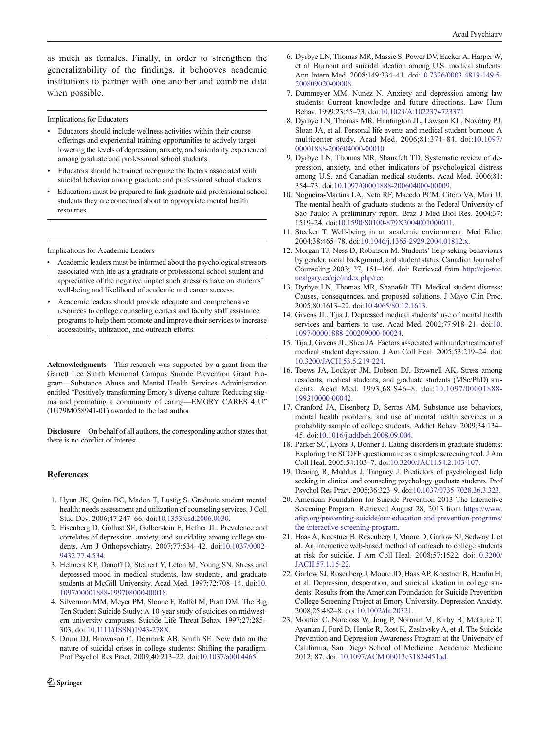as much as females. Finally, in order to strengthen the generalizability of the findings, it behooves academic institutions to partner with one another and combine data when possible.

Implications for Educators

- Educators should include wellness activities within their course offerings and experiential training opportunities to actively target lowering the levels of depression, anxiety, and suicidality experienced among graduate and professional school students.
- Educators should be trained recognize the factors associated with suicidal behavior among graduate and professional school students.
- Educations must be prepared to link graduate and professional school students they are concerned about to appropriate mental health resources.

Implications for Academic Leaders

- Academic leaders must be informed about the psychological stressors associated with life as a graduate or professional school student and appreciative of the negative impact such stressors have on students' well-being and likelihood of academic and career success.
- Academic leaders should provide adequate and comprehensive resources to college counseling centers and faculty staff assistance programs to help them promote and improve their services to increase accessibility, utilization, and outreach efforts.

**Acknowledgments** This research was supported by a grant from the Garrett Lee Smith Memorial Campus Suicide Prevention Grant Program—Substance Abuse and Mental Health Services Administration entitled "Positively transforming Emory's diverse culture: Reducing stigma and promoting a community of caring—EMORY CARES 4 U" (1U79M058941-01) awarded to the last author.

**Disclosure** On behalf of all authors, the corresponding author states that there is no conflict of interest.

## References

1. Hyun JK, Quinn BC, Madon T, Lustig S. Graduate student mental health: needs assessment and utilization of counseling services. J Coll Stud Dev. 2006;47:247–66. doi:10.1353/csd.2006.0030.
2. Eisenberg D, Gollust SE, Golberstein E, Hefner JL. Prevalence and correlates of depression, anxiety, and suicidality among college students. Am J Orthopsychiatry. 2007;77:534–42. doi:10.1037/0002-9432.77.4.534.
3. Helmers KF, Danoff D, Steinert Y, Leton M, Young SN. Stress and depressed mood in medical students, law students, and graduate students at McGill University. Acad Med. 1997;72:708–14. doi:10.1097/00001888-199708000-00018.
4. Silverman MM, Meyer PM, Sloane F, Raffel M, Pratt DM. The Big Ten Student Suicide Study: A 10-year study of suicides on midwestern university campuses. Suicide Life Threat Behav. 1997;27:285–303. doi:10.1111/(ISSN)1943-278X.
5. Drum DJ, Brownson C, Denmark AB, Smith SE. New data on the nature of suicidal crises in college students: Shifting the paradigm. Prof Psychol Res Pract. 2009;40:213–22. doi:10.1037/a0014465.
6. Dyrbye LN, Thomas MR, Massie S, Power DV, Eacker A, Harper W, et al. Burnout and suicidal ideation among U.S. medical students. Ann Intern Med. 2008;149:334–41. doi:10.7326/0003-4819-149-5-200809020-00008.
7. Dammeyer MM, Nunez N. Anxiety and depression among law students: Current knowledge and future directions. Law Hum Behav. 1999;23:55–73. doi:10.1023/A:1022374723371.
8. Dyrbye LN, Thomas MR, Huntington JL, Lawson KL, Novotny PJ, Sloan JA, et al. Personal life events and medical student burnout: A multicenter study. Acad Med. 2006;81:374–84. doi:10.1097/00001888-200604000-00010.
9. Dyrbye LN, Thomas MR, Shanafelt TD. Systematic review of depression, anxiety, and other indicators of psychological distress among U.S. and Canadian medical students. Acad Med. 2006;81:354–73. doi:10.1097/00001888-200604000-00009.
10. Nogueira-Martins LA, Neto RF, Macedo PCM, Cítero VA, Mari JJ. The mental health of graduate students at the Federal University of Sao Paulo: A preliminary report. Braz J Med Biol Res. 2004;37:1519–24. doi:10.1590/S0100-879X2004001000011.
11. Stecker T. Well-being in an academic enviornment. Med Educ. 2004;38:465–78. doi:10.1046/j.1365-2929.2004.01812.x.
12. Morgan TJ, Ness D, Robinson M. Students' help-seking behaviours by gender, racial background, and student status. Canadian Journal of Counseling 2003; 37, 151–166. doi: Retrieved from http://cjc-rcc.ucalgary.ca/cjc/index.php/rcc
13. Dyrbye LN, Thomas MR, Shanafelt TD. Medical student distress: Causes, consequences, and proposed solutions. J Mayo Clin Proc. 2005;80:1613–22. doi:10.4065/80.12.1613.
14. Givens JL, Tjia J. Depressed medical students' use of mental health services and barriers to use. Acad Med. 2002;77:918–21. doi:10.1097/00001888-200209000-00024.
15. Tija J, Givens JL, Shea JA. Factors associated with undertreatment of medical student depression. J Am Coll Heal. 2005;53:219–24. doi:10.3200/JACH.53.5.219-224.
16. Toews JA, Lockyer JM, Dobson DJ, Brownell AK. Stress among residents, medical students, and graduate students (MSc/PhD) students. Acad Med. 1993;68:S46–8. doi:10.1097/00001888-199310000-00042.
17. Cranford JA, Eisenberg D, Serras AM. Substance use behaviors, mental health problems, and use of mental health services in a probablity sample of college students. Addict Behav. 2009;34:134–45. doi:10.1016/j.addbeh.2008.09.004.
18. Parker SC, Lyons J, Bonner J. Eating disorders in graduate students: Exploring the SCOFF questionnaire as a simple screening tool. J Am Coll Heal. 2005;54:103–7. doi:10.3200/JACH.54.2.103-107.
19. Dearing R, Maddux J, Tangney J. Predictors of psychological help seeking in clinical and counseling psychology graduate students. Prof Psychol Res Pract. 2005;36:323–9. doi:10.1037/0735-7028.36.3.323.
20. American Foundation for Suicide Prevention 2013 The Interactive Screening Program. Retrieved August 28, 2013 from https://www.afsp.org/preventing-suicide/our-education-and-prevention-programs/the-interactive-screening-program.
21. Haas A, Koestner B, Rosenberg J, Moore D, Garlow SJ, Sedway J, et al. An interactive web-based method of outreach to college students at risk for suicide. J Am Coll Heal. 2008;57:1522. doi:10.3200/JACH.57.1.15-22.
22. Garlow SJ, Rosenberg J, Moore JD, Haas AP, Koestner B, Hendin H, et al. Depression, desperation, and suicidal ideation in college students: Results from the American Foundation for Suicide Prevention College Screening Project at Emory University. Depression Anxiety. 2008;25:482–8. doi:10.1002/da.20321.
23. Moutier C, Norcross W, Jong P, Norman M, Kirby B, McGuire T, Ayanian J, Ford D, Henke R, Rost K, Zaslavsky A, et al. The Suicide Prevention and Depression Awareness Program at the University of California, San Diego School of Medicine. Academic Medicine 2012; 87. doi: 10.1097/ACM.0b013e31824451ad.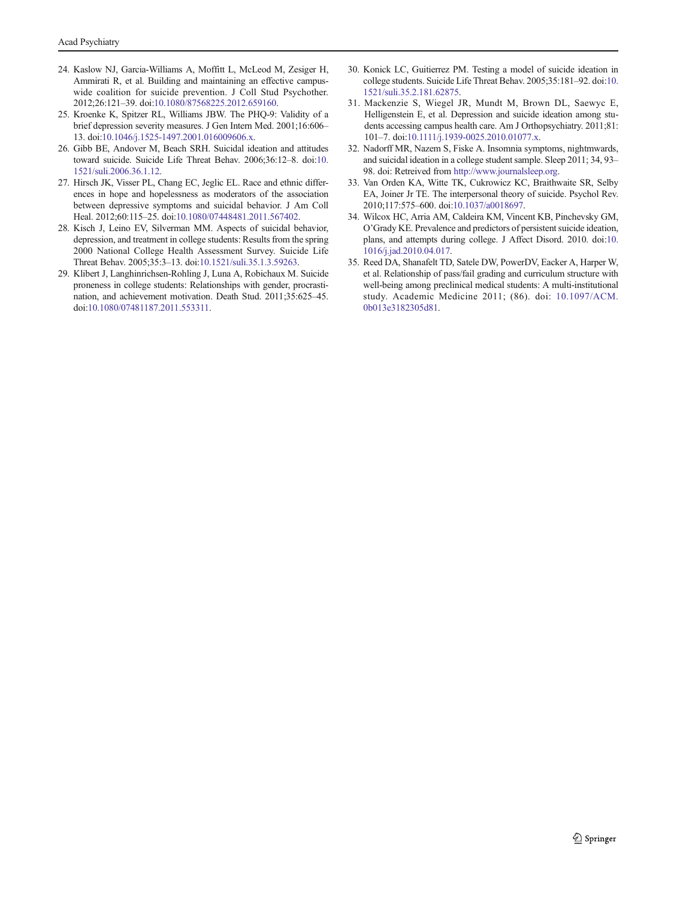24. Kaslow NJ, Garcia-Williams A, Moffitt L, McLeod M, Zesiger H, Ammirati R, et al. Building and maintaining an effective campus-wide coalition for suicide prevention. J Coll Stud Psychother. 2012;26:121–39. doi:10.1080/87568225.2012.659160.
25. Kroenke K, Spitzer RL, Williams JBW. The PHQ-9: Validity of a brief depression severity measures. J Gen Intern Med. 2001;16:606–13. doi:10.1046/j.1525-1497.2001.016009606.x.
26. Gibb BE, Andover M, Beach SRH. Suicidal ideation and attitudes toward suicide. Suicide Life Threat Behav. 2006;36:12–8. doi:10.1521/suli.2006.36.1.12.
27. Hirsch JK, Visser PL, Chang EC, Jeglic EL. Race and ethnic differences in hope and hopelessness as moderators of the association between depressive symptoms and suicidal behavior. J Am Coll Heal. 2012;60:115–25. doi:10.1080/07448481.2011.567402.
28. Kisch J, Leino EV, Silverman MM. Aspects of suicidal behavior, depression, and treatment in college students: Results from the spring 2000 National College Health Assessment Survey. Suicide Life Threat Behav. 2005;35:3–13. doi:10.1521/suli.35.1.3.59263.
29. Klibert J, Langhinrichsen-Rohling J, Luna A, Robichaux M. Suicide proneness in college students: Relationships with gender, procrastination, and achievement motivation. Death Stud. 2011;35:625–45. doi:10.1080/07481187.2011.553311.
30. Konick LC, Guitierrez PM. Testing a model of suicide ideation in college students. Suicide Life Threat Behav. 2005;35:181–92. doi:10.1521/suli.35.2.181.62875.
31. Mackenzie S, Wiegel JR, Mundt M, Brown DL, Saewyc E, Helligenstein E, et al. Depression and suicide ideation among students accessing campus health care. Am J Orthopsychiatry. 2011;81:101–7. doi:10.1111/j.1939-0025.2010.01077.x.
32. Nadorff MR, Nazem S, Fiske A. Insomnia symptoms, nightmwards, and suicidal ideation in a college student sample. Sleep 2011; 34, 93–98. doi: Retreived from http://www.journalsleep.org.
33. Van Orden KA, Witte TK, Cukrowicz KC, Braithwaite SR, Selby EA, Joiner Jr TE. The interpersonal theory of suicide. Psychol Rev. 2010;117:575–600. doi:10.1037/a0018697.
34. Wilcox HC, Arria AM, Caldeira KM, Vincent KB, Pinchevsky GM, O'Grady KE. Prevalence and predictors of persistent suicide ideation, plans, and attempts during college. J Affect Disord. 2010. doi:10.1016/j.jad.2010.04.017.
35. Reed DA, Shanafelt TD, Satele DW, PowerDV, Eacker A, Harper W, et al. Relationship of pass/fail grading and curriculum structure with well-being among preclinical medical students: A multi-institutional study. Academic Medicine 2011; (86). doi: 10.1097/ACM.0b013e3182305d81.